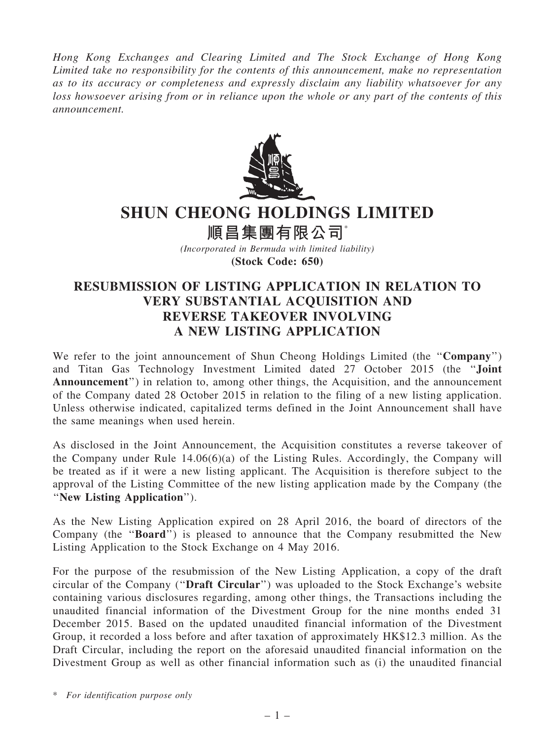*Hong Kong Exchanges and Clearing Limited and The Stock Exchange of Hong Kong Limited take no responsibility for the contents of this announcement, make no representation as to its accuracy or completeness and expressly disclaim any liability whatsoever for any loss howsoever arising from or in reliance upon the whole or any part of the contents of this announcement.*

# SHUN CHEONG HOLDINGS LIMITED

# 順昌集團有限公司*

*(Incorporated in Bermuda with limited liability)*

**(Stock Code: 650)**

## RESUBMISSION OF LISTING APPLICATION IN RELATION TO VERY SUBSTANTIAL ACQUISITION AND REVERSE TAKEOVER INVOLVING A NEW LISTING APPLICATION

We refer to the joint announcement of Shun Cheong Holdings Limited (the "**Company**") and Titan Gas Technology Investment Limited dated 27 October 2015 (the "**Joint Announcement**") in relation to, among other things, the Acquisition, and the announcement of the Company dated 28 October 2015 in relation to the filing of a new listing application. Unless otherwise indicated, capitalized terms defined in the Joint Announcement shall have the same meanings when used herein.

As disclosed in the Joint Announcement, the Acquisition constitutes a reverse takeover of the Company under Rule 14.06(6)(a) of the Listing Rules. Accordingly, the Company will be treated as if it were a new listing applicant. The Acquisition is therefore subject to the approval of the Listing Committee of the new listing application made by the Company (the "**New Listing Application**").

As the New Listing Application expired on 28 April 2016, the board of directors of the Company (the "**Board**") is pleased to announce that the Company resubmitted the New Listing Application to the Stock Exchange on 4 May 2016.

For the purpose of the resubmission of the New Listing Application, a copy of the draft circular of the Company ("**Draft Circular**") was uploaded to the Stock Exchange's website containing various disclosures regarding, among other things, the Transactions including the unaudited financial information of the Divestment Group for the nine months ended 31 December 2015. Based on the updated unaudited financial information of the Divestment Group, it recorded a loss before and after taxation of approximately HK$12.3 million. As the Draft Circular, including the report on the aforesaid unaudited financial information on the Divestment Group as well as other financial information such as (i) the unaudited financial

\* *For identification purpose only*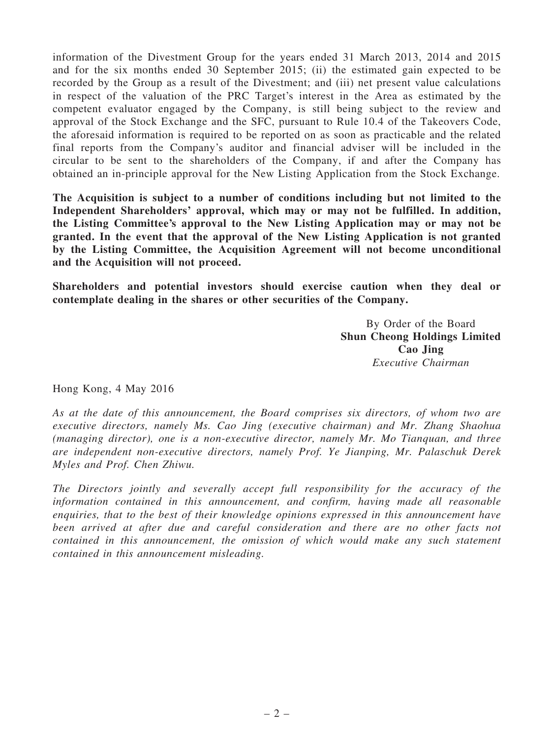information of the Divestment Group for the years ended 31 March 2013, 2014 and 2015 and for the six months ended 30 September 2015; (ii) the estimated gain expected to be recorded by the Group as a result of the Divestment; and (iii) net present value calculations in respect of the valuation of the PRC Target's interest in the Area as estimated by the competent evaluator engaged by the Company, is still being subject to the review and approval of the Stock Exchange and the SFC, pursuant to Rule 10.4 of the Takeovers Code, the aforesaid information is required to be reported on as soon as practicable and the related final reports from the Company's auditor and financial adviser will be included in the circular to be sent to the shareholders of the Company, if and after the Company has obtained an in-principle approval for the New Listing Application from the Stock Exchange.

**The Acquisition is subject to a number of conditions including but not limited to the Independent Shareholders' approval, which may or may not be fulfilled. In addition, the Listing Committee's approval to the New Listing Application may or may not be granted. In the event that the approval of the New Listing Application is not granted by the Listing Committee, the Acquisition Agreement will not become unconditional and the Acquisition will not proceed.**

**Shareholders and potential investors should exercise caution when they deal or contemplate dealing in the shares or other securities of the Company.**

By Order of the Board
**Shun Cheong Holdings Limited**
**Cao Jing**
*Executive Chairman*

Hong Kong, 4 May 2016

*As at the date of this announcement, the Board comprises six directors, of whom two are executive directors, namely Ms. Cao Jing (executive chairman) and Mr. Zhang Shaohua (managing director), one is a non-executive director, namely Mr. Mo Tianquan, and three are independent non-executive directors, namely Prof. Ye Jianping, Mr. Palaschuk Derek Myles and Prof. Chen Zhiwu.*

*The Directors jointly and severally accept full responsibility for the accuracy of the information contained in this announcement, and confirm, having made all reasonable enquiries, that to the best of their knowledge opinions expressed in this announcement have been arrived at after due and careful consideration and there are no other facts not contained in this announcement, the omission of which would make any such statement contained in this announcement misleading.*